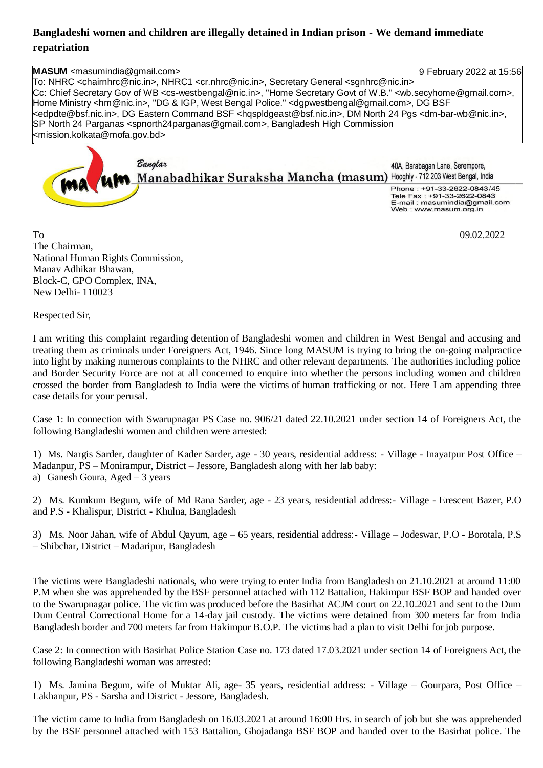# Bangladeshi women and children are illegally detained in Indian prison - We demand immediate repatriation

**MASUM** <masumindia@gmail.com> 9 February 2022 at 15:56
To: NHRC <chairnhrc@nic.in>, NHRC1 <cr.nhrc@nic.in>, Secretary General <sgnhrc@nic.in>
Cc: Chief Secretary Gov of WB <cs-westbengal@nic.in>, "Home Secretary Govt of W.B." <wb.secyhome@gmail.com>, Home Ministry <hm@nic.in>, "DG & IGP, West Bengal Police." <dgpwestbengal@gmail.com>, DG BSF <edpdte@bsf.nic.in>, DG Eastern Command BSF <hqspldgeast@bsf.nic.in>, DM North 24 Pgs <dm-bar-wb@nic.in>, SP North 24 Parganas <spnorth24parganas@gmail.com>, Bangladesh High Commission <mission.kolkata@mofa.gov.bd>

**Banglar Manabadhikar Suraksha Mancha (masum)**
40A, Barabagan Lane, Serempore, Hooghly - 712 203 West Bengal, India
Phone : +91-33-2622-0843/45
Tele Fax : +91-33-2622-0843
E-mail : masumindia@gmail.com
Web : www.masum.org.in

To 09.02.2022

The Chairman,
National Human Rights Commission,
Manav Adhikar Bhawan,
Block-C, GPO Complex, INA,
New Delhi- 110023

Respected Sir,

I am writing this complaint regarding detention of Bangladeshi women and children in West Bengal and accusing and treating them as criminals under Foreigners Act, 1946. Since long MASUM is trying to bring the on-going malpractice into light by making numerous complaints to the NHRC and other relevant departments. The authorities including police and Border Security Force are not at all concerned to enquire into whether the persons including women and children crossed the border from Bangladesh to India were the victims of human trafficking or not. Here I am appending three case details for your perusal.

Case 1: In connection with Swarupnagar PS Case no. 906/21 dated 22.10.2021 under section 14 of Foreigners Act, the following Bangladeshi women and children were arrested:

1) Ms. Nargis Sarder, daughter of Kader Sarder, age - 30 years, residential address: - Village - Inayatpur Post Office – Madanpur, PS – Monirampur, District – Jessore, Bangladesh along with her lab baby:
a) Ganesh Goura, Aged – 3 years

2) Ms. Kumkum Begum, wife of Md Rana Sarder, age - 23 years, residential address:- Village - Erescent Bazer, P.O and P.S - Khalispur, District - Khulna, Bangladesh

3) Ms. Noor Jahan, wife of Abdul Qayum, age – 65 years, residential address:- Village – Jodeswar, P.O - Borotala, P.S – Shibchar, District – Madaripur, Bangladesh

The victims were Bangladeshi nationals, who were trying to enter India from Bangladesh on 21.10.2021 at around 11:00 P.M when she was apprehended by the BSF personnel attached with 112 Battalion, Hakimpur BSF BOP and handed over to the Swarupnagar police. The victim was produced before the Basirhat ACJM court on 22.10.2021 and sent to the Dum Dum Central Correctional Home for a 14-day jail custody. The victims were detained from 300 meters far from India Bangladesh border and 700 meters far from Hakimpur B.O.P. The victims had a plan to visit Delhi for job purpose.

Case 2: In connection with Basirhat Police Station Case no. 173 dated 17.03.2021 under section 14 of Foreigners Act, the following Bangladeshi woman was arrested:

1) Ms. Jamina Begum, wife of Muktar Ali, age- 35 years, residential address: - Village – Gourpara, Post Office – Lakhanpur, PS - Sarsha and District - Jessore, Bangladesh.

The victim came to India from Bangladesh on 16.03.2021 at around 16:00 Hrs. in search of job but she was apprehended by the BSF personnel attached with 153 Battalion, Ghojadanga BSF BOP and handed over to the Basirhat police. The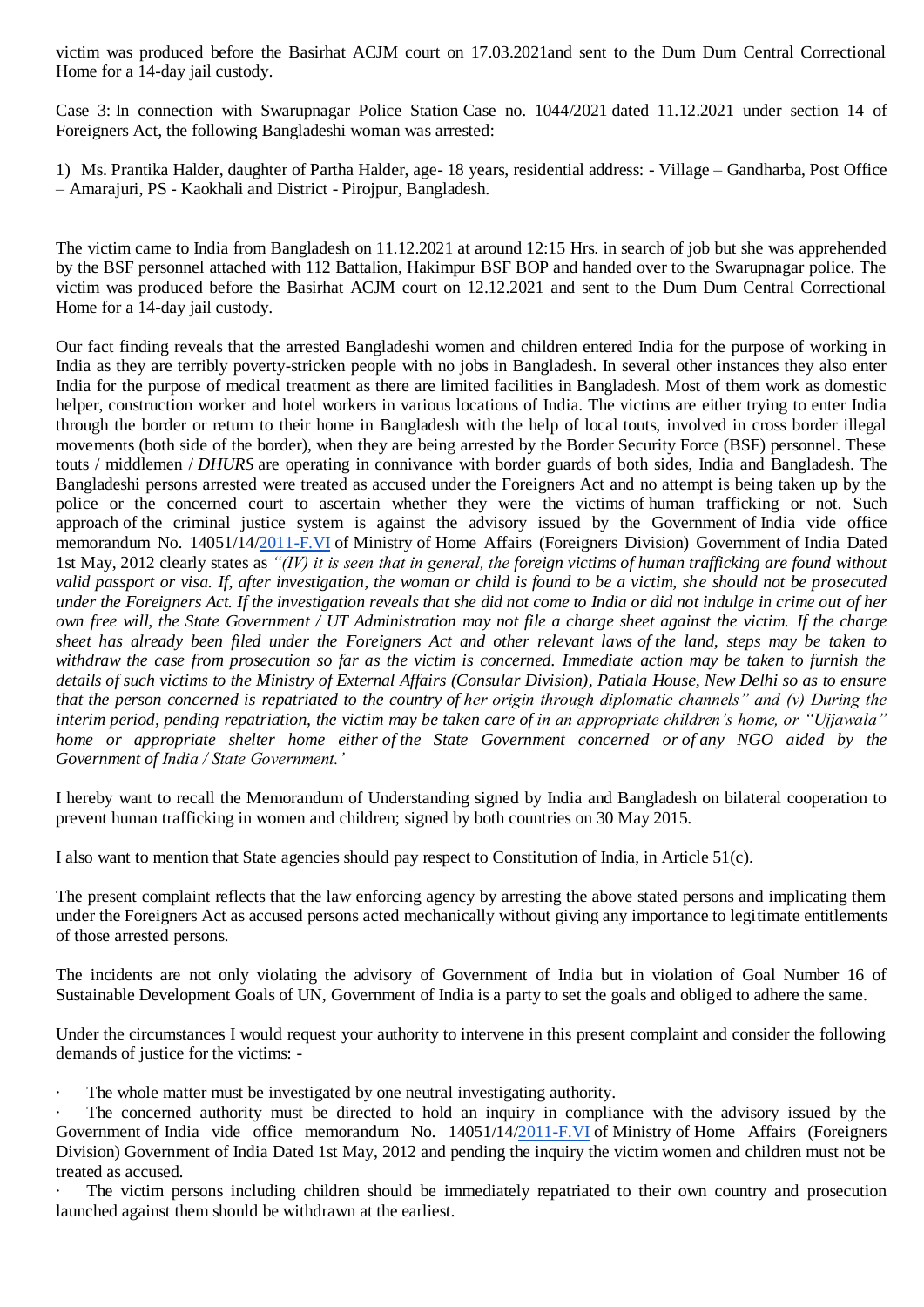victim was produced before the Basirhat ACJM court on 17.03.2021and sent to the Dum Dum Central Correctional Home for a 14-day jail custody.

Case 3: In connection with Swarupnagar Police Station Case no. 1044/2021 dated 11.12.2021 under section 14 of Foreigners Act, the following Bangladeshi woman was arrested:

1) Ms. Prantika Halder, daughter of Partha Halder, age- 18 years, residential address: - Village – Gandharba, Post Office – Amarajuri, PS - Kaokhali and District - Pirojpur, Bangladesh.

The victim came to India from Bangladesh on 11.12.2021 at around 12:15 Hrs. in search of job but she was apprehended by the BSF personnel attached with 112 Battalion, Hakimpur BSF BOP and handed over to the Swarupnagar police. The victim was produced before the Basirhat ACJM court on 12.12.2021 and sent to the Dum Dum Central Correctional Home for a 14-day jail custody.

Our fact finding reveals that the arrested Bangladeshi women and children entered India for the purpose of working in India as they are terribly poverty-stricken people with no jobs in Bangladesh. In several other instances they also enter India for the purpose of medical treatment as there are limited facilities in Bangladesh. Most of them work as domestic helper, construction worker and hotel workers in various locations of India. The victims are either trying to enter India through the border or return to their home in Bangladesh with the help of local touts, involved in cross border illegal movements (both side of the border), when they are being arrested by the Border Security Force (BSF) personnel. These touts / middlemen / *DHURS* are operating in connivance with border guards of both sides, India and Bangladesh. The Bangladeshi persons arrested were treated as accused under the Foreigners Act and no attempt is being taken up by the police or the concerned court to ascertain whether they were the victims of human trafficking or not. Such approach of the criminal justice system is against the advisory issued by the Government of India vide office memorandum No. 14051/14/2011-F.VI of Ministry of Home Affairs (Foreigners Division) Government of India Dated 1st May, 2012 clearly states as *"(IV) it is seen that in general, the foreign victims of human trafficking are found without valid passport or visa. If, after investigation, the woman or child is found to be a victim, she should not be prosecuted under the Foreigners Act. If the investigation reveals that she did not come to India or did not indulge in crime out of her own free will, the State Government / UT Administration may not file a charge sheet against the victim. If the charge sheet has already been filed under the Foreigners Act and other relevant laws of the land, steps may be taken to withdraw the case from prosecution so far as the victim is concerned. Immediate action may be taken to furnish the details of such victims to the Ministry of External Affairs (Consular Division), Patiala House, New Delhi so as to ensure that the person concerned is repatriated to the country of her origin through diplomatic channels" and (v) During the interim period, pending repatriation, the victim may be taken care of in an appropriate children's home, or "Ujjawala" home or appropriate shelter home either of the State Government concerned or of any NGO aided by the Government of India / State Government.'*

I hereby want to recall the Memorandum of Understanding signed by India and Bangladesh on bilateral cooperation to prevent human trafficking in women and children; signed by both countries on 30 May 2015.

I also want to mention that State agencies should pay respect to Constitution of India, in Article 51(c).

The present complaint reflects that the law enforcing agency by arresting the above stated persons and implicating them under the Foreigners Act as accused persons acted mechanically without giving any importance to legitimate entitlements of those arrested persons.

The incidents are not only violating the advisory of Government of India but in violation of Goal Number 16 of Sustainable Development Goals of UN, Government of India is a party to set the goals and obliged to adhere the same.

Under the circumstances I would request your authority to intervene in this present complaint and consider the following demands of justice for the victims: -

- The whole matter must be investigated by one neutral investigating authority.
- The concerned authority must be directed to hold an inquiry in compliance with the advisory issued by the Government of India vide office memorandum No. 14051/14/2011-F.VI of Ministry of Home Affairs (Foreigners Division) Government of India Dated 1st May, 2012 and pending the inquiry the victim women and children must not be treated as accused.
- The victim persons including children should be immediately repatriated to their own country and prosecution launched against them should be withdrawn at the earliest.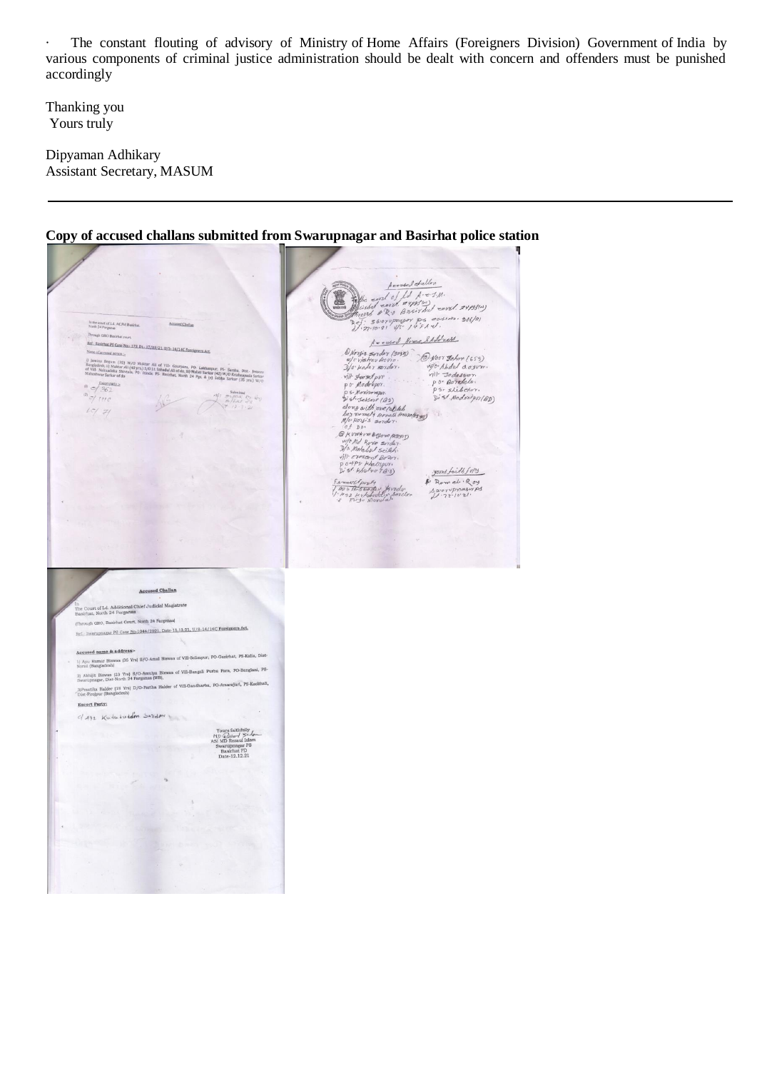- The constant flouting of advisory of Ministry of Home Affairs (Foreigners Division) Government of India by various components of criminal justice administration should be dealt with concern and offenders must be punished accordingly

Thanking you
Yours truly

Dipyaman Adhikary
Assistant Secretary, MASUM

---

**Copy of accused challans submitted from Swarupnagar and Basirhat police station**

**Accused Challan**

To
The Court of Ld. Additional Chief Judicial Magistrate
Basirhat, North 24 Parganas

(Through GRO, Basirhat Court, North 24 Parganas)

Ref: Swarupnagar PS Case No-1044/2021, Date-11.12.21, U/S-14/14C Foreigners Act.

Accused name & address:-

1) Apu Kumar Biswas (36 Yrs) S/O-Amal Biswas of Vill-Selimpur, PO-Gasirhat, PS-Kalia, Dist-Norail (Bangladesh)

2) Abhijit Biswas (23 Yrs) S/O-Amulya Biswas of Vill-Bangudi Purbo Para, PO-Banglani, PS-Swarupnagar, Dist-North 24 Parganas (WB).

3) Pranthika Halder (18 Yrs) D/O-Partha Halder of Vill-Gandharba, PO-Amarajuri, PS-Kachuali, Dist-Firojpur (Bangladesh)

Escort Party:

C/ 492 Kutubuddin Sardar

Yours faithfully
P.I.D
ASI MD Rousul Islam
Swarupnagar PS
Basirhat PD
Date-12.12.21